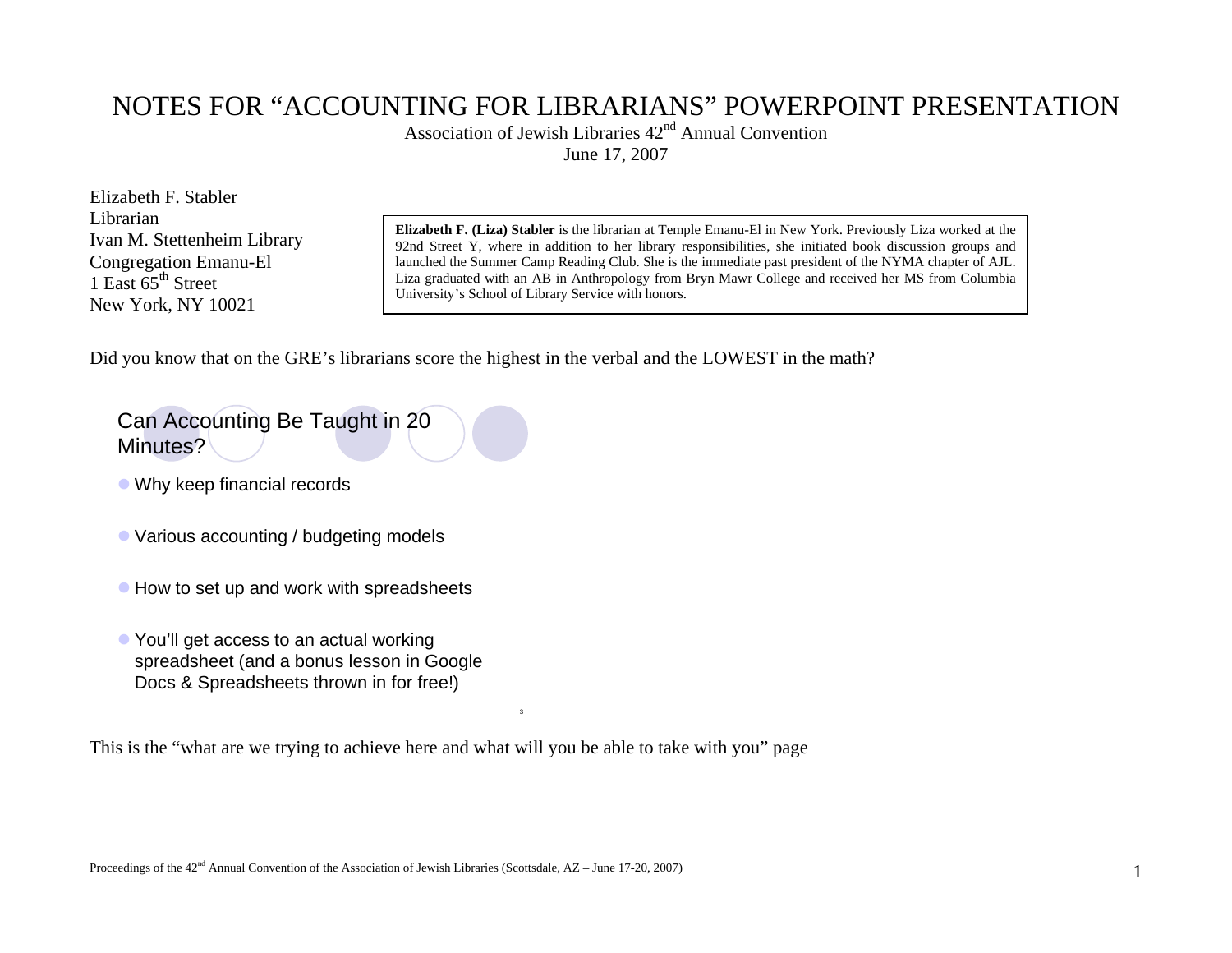# NOTES FOR "ACCOUNTING FOR LIBRARIANS" POWERPOINT PRESENTATION

Association of Jewish Libraries 42nd Annual Convention
June 17, 2007

Elizabeth F. Stabler
Librarian
Ivan M. Stettenheim Library
Congregation Emanu-El
1 East 65th Street
New York, NY 10021

> **Elizabeth F. (Liza) Stabler** is the librarian at Temple Emanu-El in New York. Previously Liza worked at the 92nd Street Y, where in addition to her library responsibilities, she initiated book discussion groups and launched the Summer Camp Reading Club. She is the immediate past president of the NYMA chapter of AJL. Liza graduated with an AB in Anthropology from Bryn Mawr College and received her MS from Columbia University's School of Library Service with honors.

Did you know that on the GRE's librarians score the highest in the verbal and the LOWEST in the math?

## Can Accounting Be Taught in 20 Minutes?

- Why keep financial records
- Various accounting / budgeting models
- How to set up and work with spreadsheets
- You'll get access to an actual working spreadsheet (and a bonus lesson in Google Docs & Spreadsheets thrown in for free!)

This is the "what are we trying to achieve here and what will you be able to take with you" page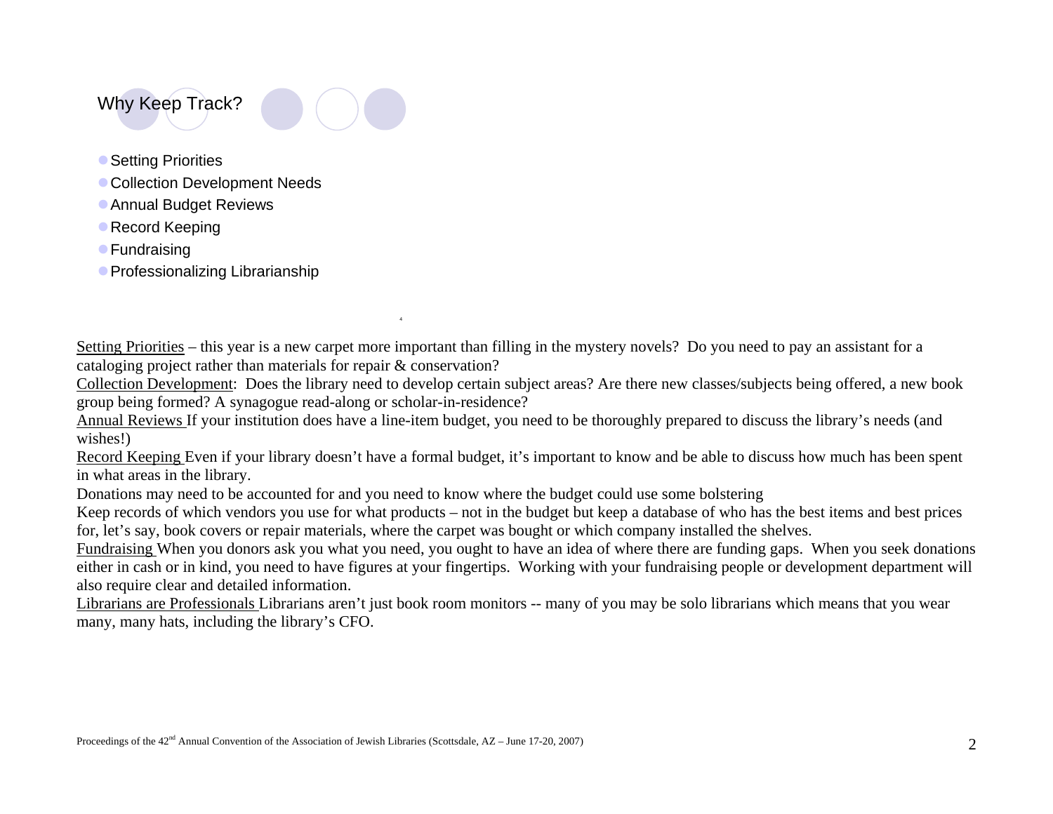## Why Keep Track?

- Setting Priorities
- Collection Development Needs
- Annual Budget Reviews
- Record Keeping
- Fundraising
- Professionalizing Librarianship

Setting Priorities – this year is a new carpet more important than filling in the mystery novels? Do you need to pay an assistant for a cataloging project rather than materials for repair & conservation?

Collection Development: Does the library need to develop certain subject areas? Are there new classes/subjects being offered, a new book group being formed? A synagogue read-along or scholar-in-residence?

Annual Reviews If your institution does have a line-item budget, you need to be thoroughly prepared to discuss the library's needs (and wishes!)

Record Keeping Even if your library doesn't have a formal budget, it's important to know and be able to discuss how much has been spent in what areas in the library.

Donations may need to be accounted for and you need to know where the budget could use some bolstering

Keep records of which vendors you use for what products – not in the budget but keep a database of who has the best items and best prices for, let's say, book covers or repair materials, where the carpet was bought or which company installed the shelves.

Fundraising When you donors ask you what you need, you ought to have an idea of where there are funding gaps. When you seek donations either in cash or in kind, you need to have figures at your fingertips. Working with your fundraising people or development department will also require clear and detailed information.

Librarians are Professionals Librarians aren't just book room monitors -- many of you may be solo librarians which means that you wear many, many hats, including the library's CFO.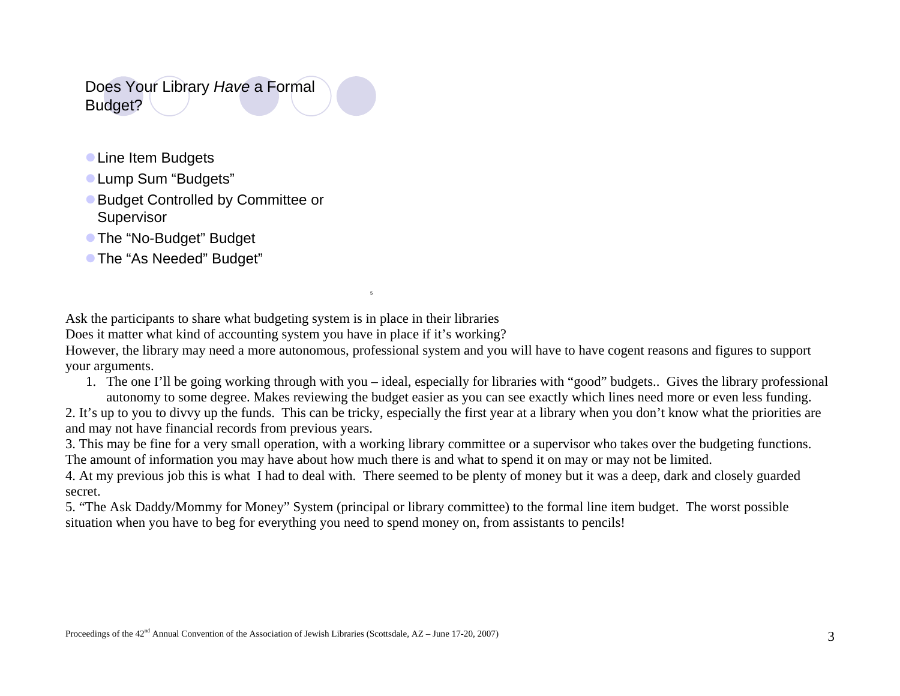## Does Your Library *Have* a Formal Budget?

- Line Item Budgets
- Lump Sum “Budgets”
- Budget Controlled by Committee or Supervisor
- The “No-Budget” Budget
- The “As Needed” Budget”

Ask the participants to share what budgeting system is in place in their libraries
Does it matter what kind of accounting system you have in place if it’s working?
However, the library may need a more autonomous, professional system and you will have to have cogent reasons and figures to support your arguments.

1. The one I’ll be going working through with you – ideal, especially for libraries with “good” budgets.. Gives the library professional autonomy to some degree. Makes reviewing the budget easier as you can see exactly which lines need more or even less funding.
2. It’s up to you to divvy up the funds. This can be tricky, especially the first year at a library when you don’t know what the priorities are and may not have financial records from previous years.
3. This may be fine for a very small operation, with a working library committee or a supervisor who takes over the budgeting functions. The amount of information you may have about how much there is and what to spend it on may or may not be limited.
4. At my previous job this is what I had to deal with. There seemed to be plenty of money but it was a deep, dark and closely guarded secret.
5. “The Ask Daddy/Mommy for Money” System (principal or library committee) to the formal line item budget. The worst possible situation when you have to beg for everything you need to spend money on, from assistants to pencils!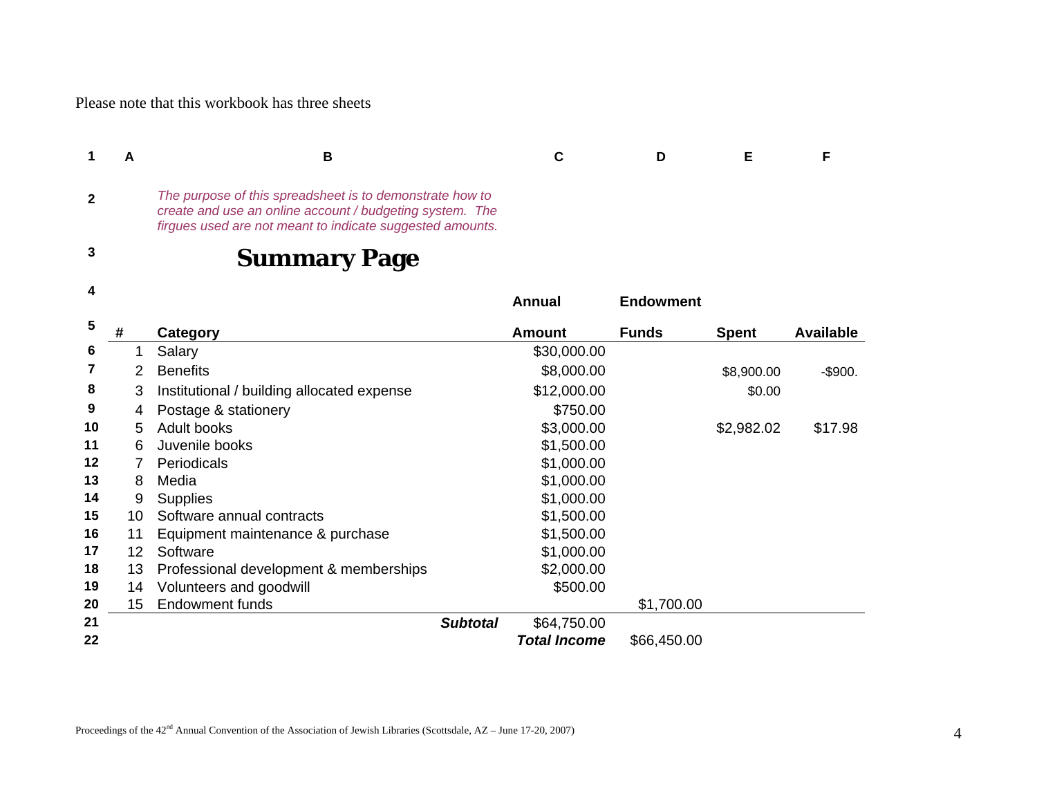Please note that this workbook has three sheets

| 1 | A | B | C | D | E | F |
|---|---|---|---|---|---|---|
| 2 | | *The purpose of this spreadsheet is to demonstrate how to create and use an online account / budgeting system. The firgues used are not meant to indicate suggested amounts.* | | | | |
| 3 | | **Summary Page** | | | | |
| 4 | | | **Annual** | **Endowment** | | |
| 5 | **#** | **Category** | **Amount** | **Funds** | **Spent** | **Available** |
| 6 | 1 | Salary | $30,000.00 | | | |
| 7 | 2 | Benefits | $8,000.00 | | $8,900.00 | -$900. |
| 8 | 3 | Institutional / building allocated expense | $12,000.00 | | $0.00 | |
| 9 | 4 | Postage & stationery | $750.00 | | | |
| 10 | 5 | Adult books | $3,000.00 | | $2,982.02 | $17.98 |
| 11 | 6 | Juvenile books | $1,500.00 | | | |
| 12 | 7 | Periodicals | $1,000.00 | | | |
| 13 | 8 | Media | $1,000.00 | | | |
| 14 | 9 | Supplies | $1,000.00 | | | |
| 15 | 10 | Software annual contracts | $1,500.00 | | | |
| 16 | 11 | Equipment maintenance & purchase | $1,500.00 | | | |
| 17 | 12 | Software | $1,000.00 | | | |
| 18 | 13 | Professional development & memberships | $2,000.00 | | | |
| 19 | 14 | Volunteers and goodwill | $500.00 | | | |
| 20 | 15 | Endowment funds | | $1,700.00 | | |
| 21 | | ***Subtotal*** | $64,750.00 | | | |
| 22 | | | ***Total Income*** | $66,450.00 | | |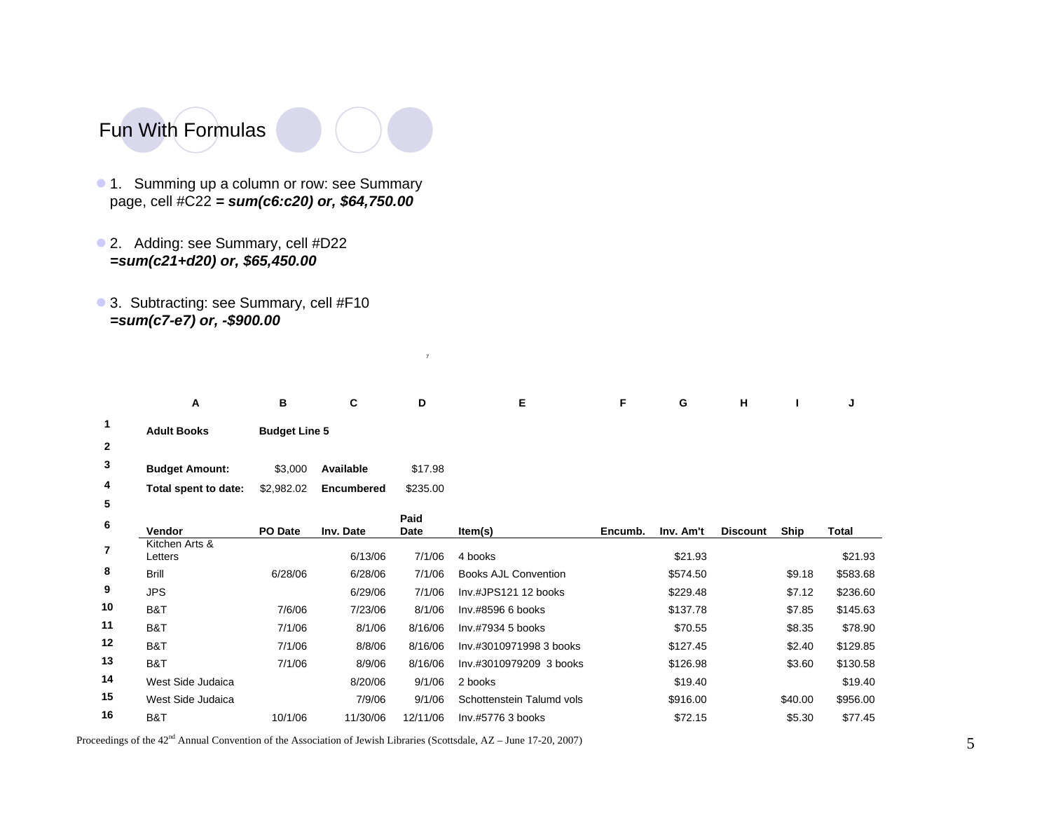## Fun With Formulas

- 1. Summing up a column or row: see Summary page, cell #C22 ***= sum(c6:c20) or, $64,750.00***
- 2. Adding: see Summary, cell #D22 ***=sum(c21+d20) or, $65,450.00***
- 3. Subtracting: see Summary, cell #F10 ***=sum(c7-e7) or, -$900.00***

7

| | A | B | C | D | E | F | G | H | I | J |
|---|---|---|---|---|---|---|---|---|---|---|
| 1 | **Adult Books** | **Budget Line 5** | | | | | | | | |
| 2 | | | | | | | | | | |
| 3 | **Budget Amount:** | $3,000 | **Available** | $17.98 | | | | | | |
| 4 | **Total spent to date:** | $2,982.02 | **Encumbered** | $235.00 | | | | | | |
| 5 | | | | | | | | | | |
| 6 | **Vendor** | **PO Date** | **Inv. Date** | **Paid Date** | **Item(s)** | **Encumb.** | **Inv. Am't** | **Discount** | **Ship** | **Total** |
| 7 | Kitchen Arts & Letters | | 6/13/06 | 7/1/06 | 4 books | | $21.93 | | | $21.93 |
| 8 | Brill | 6/28/06 | 6/28/06 | 7/1/06 | Books AJL Convention | | $574.50 | | $9.18 | $583.68 |
| 9 | JPS | | 6/29/06 | 7/1/06 | Inv.#JPS121 12 books | | $229.48 | | $7.12 | $236.60 |
| 10 | B&T | 7/6/06 | 7/23/06 | 8/1/06 | Inv.#8596 6 books | | $137.78 | | $7.85 | $145.63 |
| 11 | B&T | 7/1/06 | 8/1/06 | 8/16/06 | Inv.#7934 5 books | | $70.55 | | $8.35 | $78.90 |
| 12 | B&T | 7/1/06 | 8/8/06 | 8/16/06 | Inv.#3010971998 3 books | | $127.45 | | $2.40 | $129.85 |
| 13 | B&T | 7/1/06 | 8/9/06 | 8/16/06 | Inv.#3010979209 3 books | | $126.98 | | $3.60 | $130.58 |
| 14 | West Side Judaica | | 8/20/06 | 9/1/06 | 2 books | | $19.40 | | | $19.40 |
| 15 | West Side Judaica | | 7/9/06 | 9/1/06 | Schottenstein Talumd vols | | $916.00 | | $40.00 | $956.00 |
| 16 | B&T | 10/1/06 | 11/30/06 | 12/11/06 | Inv.#5776 3 books | | $72.15 | | $5.30 | $77.45 |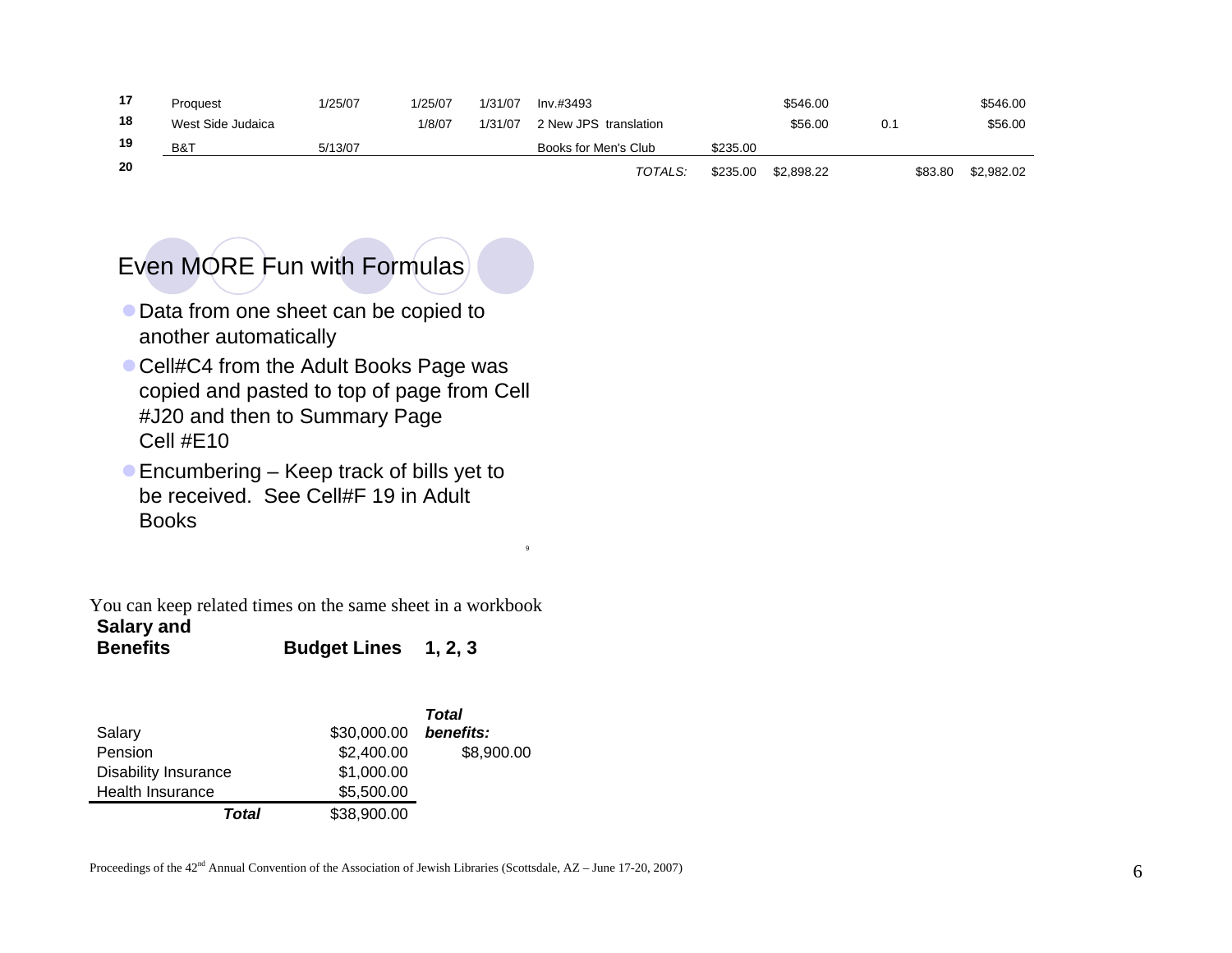| | | | | | | | | | | |
|---|---|---|---|---|---|---|---|---|---|---|
| 17 | Proquest | 1/25/07 | 1/25/07 | 1/31/07 | Inv.#3493 | | $546.00 | | | $546.00 |
| 18 | West Side Judaica | | 1/8/07 | 1/31/07 | 2 New JPS translation | | $56.00 | 0.1 | | $56.00 |
| 19 | B&T | 5/13/07 | | | Books for Men's Club | $235.00 | | | | |
| 20 | | | | | *TOTALS:* | $235.00 | $2,898.22 | | $83.80 | $2,982.02 |

## Even MORE Fun with Formulas

- Data from one sheet can be copied to another automatically
- Cell#C4 from the Adult Books Page was copied and pasted to top of page from Cell #J20 and then to Summary Page Cell #E10
- Encumbering – Keep track of bills yet to be received. See Cell#F 19 in Adult Books

You can keep related times on the same sheet in a workbook

**Salary and Benefits** **Budget Lines 1, 2, 3**

| | | |
|---|---|---|
| Salary | $30,000.00 | ***Total benefits:*** |
| Pension | $2,400.00 | $8,900.00 |
| Disability Insurance | $1,000.00 | |
| Health Insurance | $5,500.00 | |
| ***Total*** | $38,900.00 | |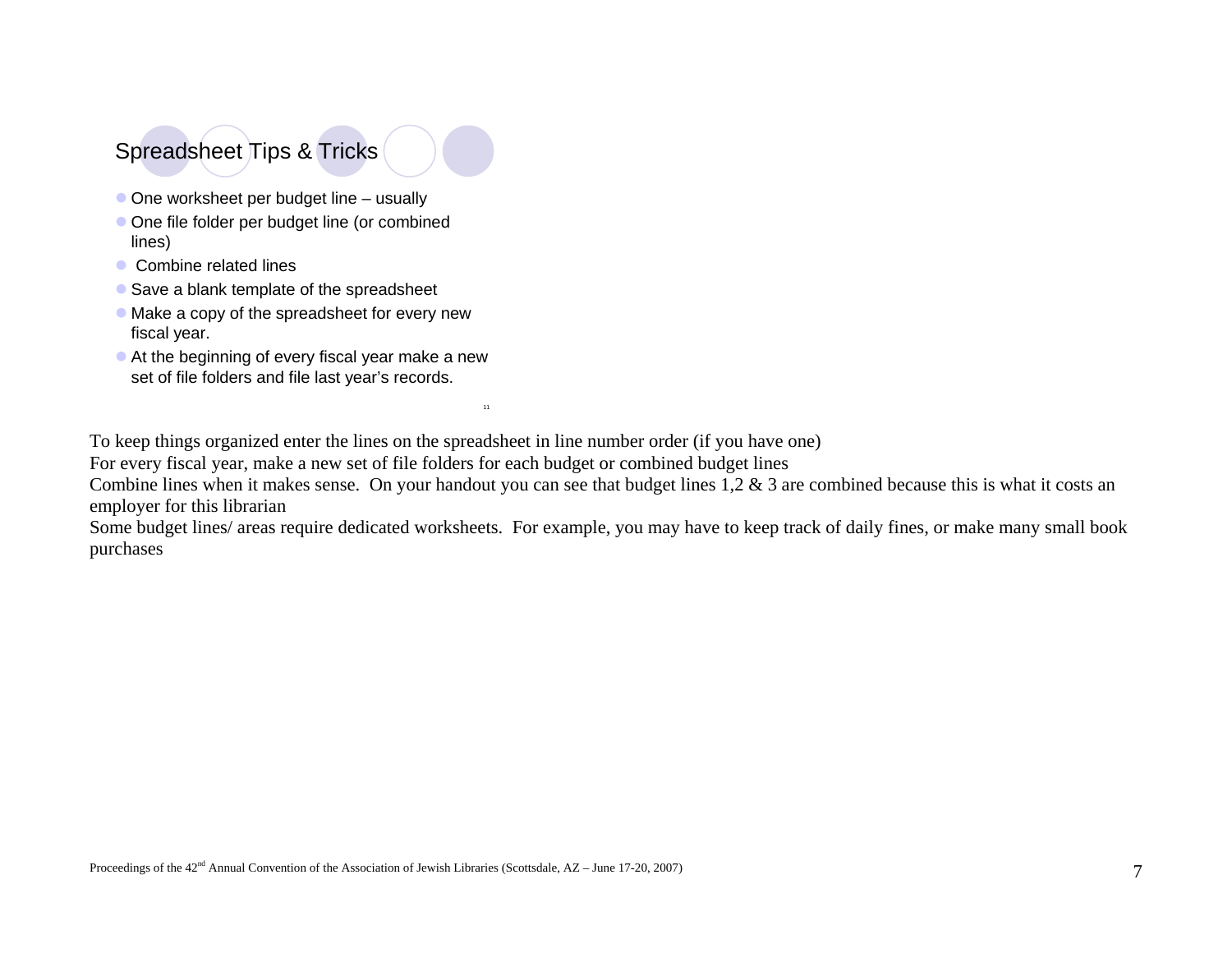## Spreadsheet Tips & Tricks

- One worksheet per budget line – usually
- One file folder per budget line (or combined lines)
- Combine related lines
- Save a blank template of the spreadsheet
- Make a copy of the spreadsheet for every new fiscal year.
- At the beginning of every fiscal year make a new set of file folders and file last year's records.

11

To keep things organized enter the lines on the spreadsheet in line number order (if you have one)
For every fiscal year, make a new set of file folders for each budget or combined budget lines
Combine lines when it makes sense. On your handout you can see that budget lines 1,2 & 3 are combined because this is what it costs an employer for this librarian
Some budget lines/ areas require dedicated worksheets. For example, you may have to keep track of daily fines, or make many small book purchases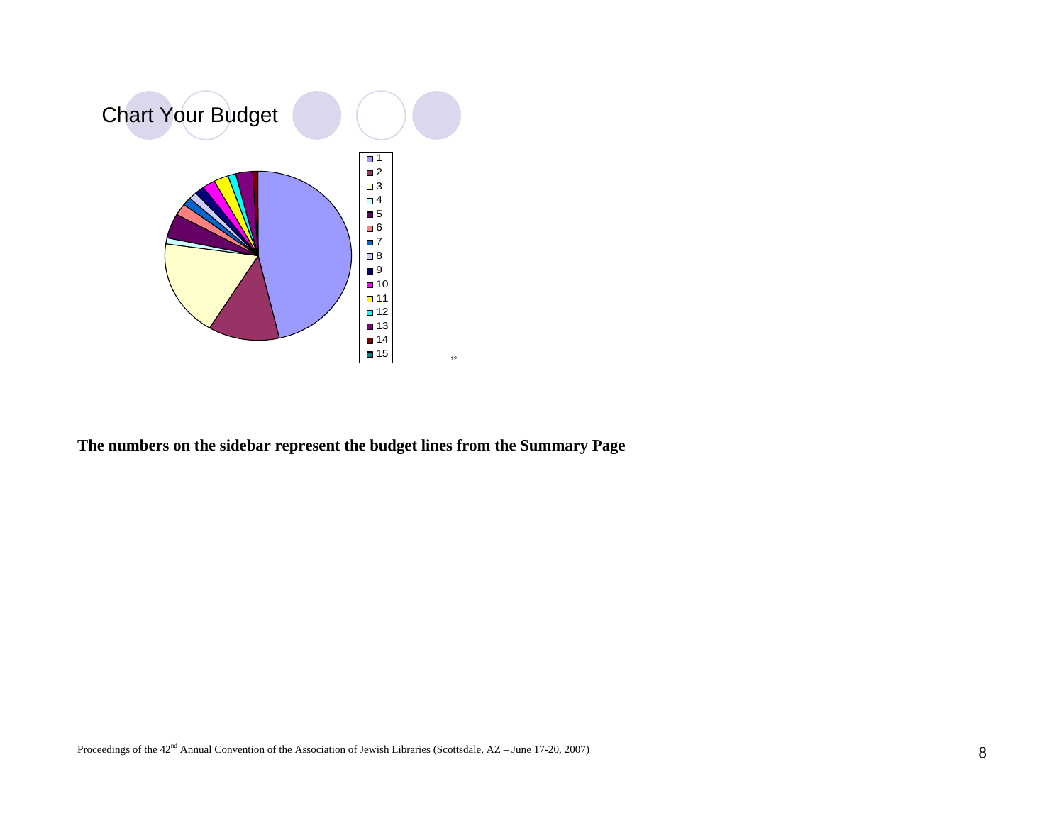## Chart Your Budget

1
2
3
4
5
6
7
8
9
10
11
12
13
14
15

12

**The numbers on the sidebar represent the budget lines from the Summary Page**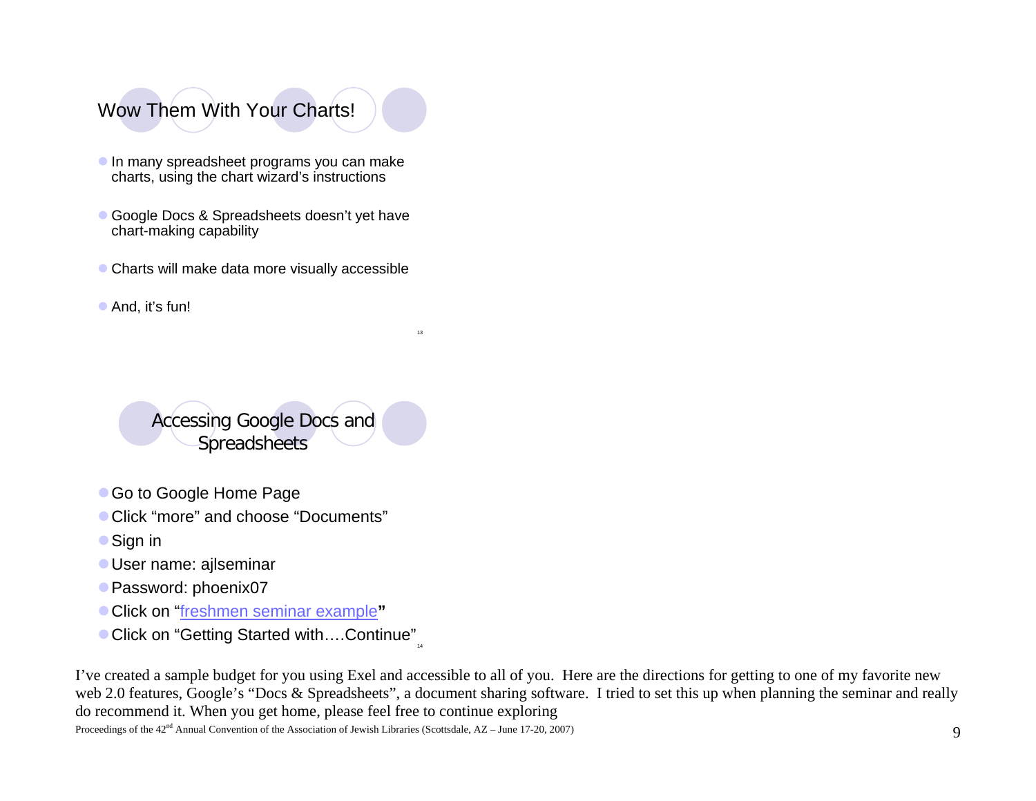## Wow Them With Your Charts!

- In many spreadsheet programs you can make charts, using the chart wizard's instructions
- Google Docs & Spreadsheets doesn't yet have chart-making capability
- Charts will make data more visually accessible
- And, it's fun!

13

## Accessing Google Docs and Spreadsheets

- Go to Google Home Page
- Click "more" and choose "Documents"
- Sign in
- User name: ajlseminar
- Password: phoenix07
- Click on "freshmen seminar example**"**
- Click on "Getting Started with….Continue"

14

I've created a sample budget for you using Exel and accessible to all of you. Here are the directions for getting to one of my favorite new web 2.0 features, Google's "Docs & Spreadsheets", a document sharing software. I tried to set this up when planning the seminar and really do recommend it. When you get home, please feel free to continue exploring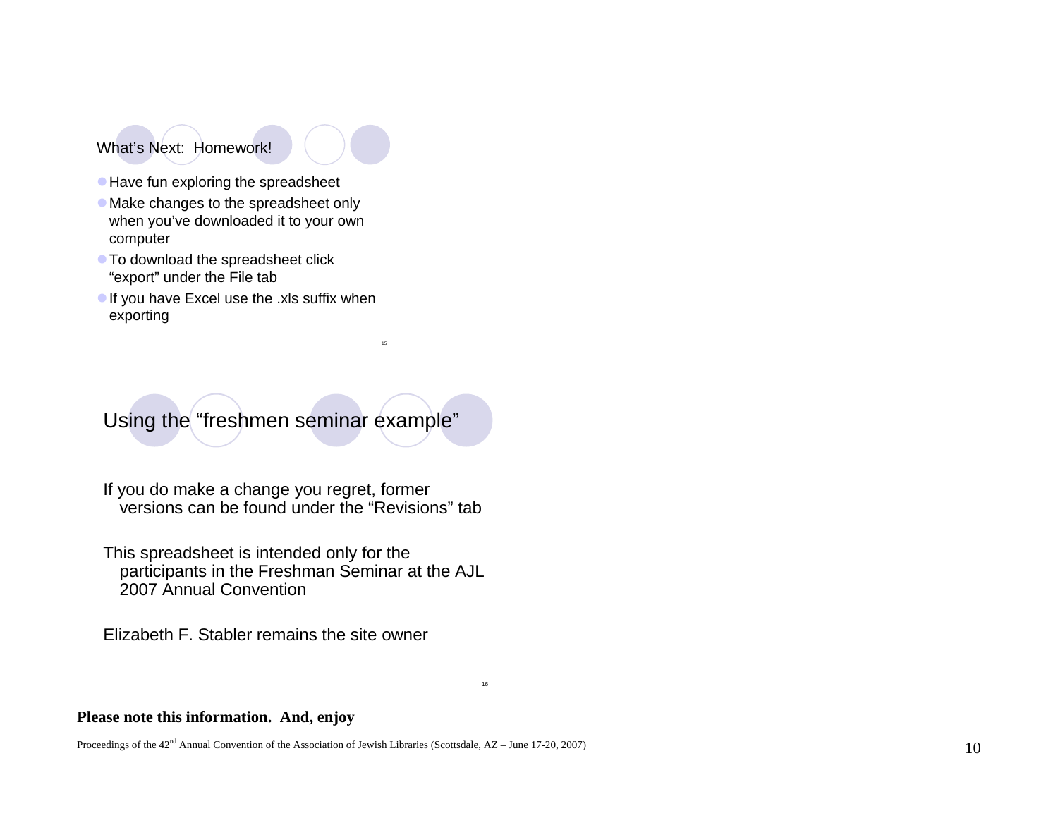## What's Next: Homework!

- Have fun exploring the spreadsheet
- Make changes to the spreadsheet only when you've downloaded it to your own computer
- To download the spreadsheet click "export" under the File tab
- If you have Excel use the .xls suffix when exporting

15

## Using the "freshmen seminar example"

If you do make a change you regret, former versions can be found under the "Revisions" tab

This spreadsheet is intended only for the participants in the Freshman Seminar at the AJL 2007 Annual Convention

Elizabeth F. Stabler remains the site owner

16

**Please note this information. And, enjoy**